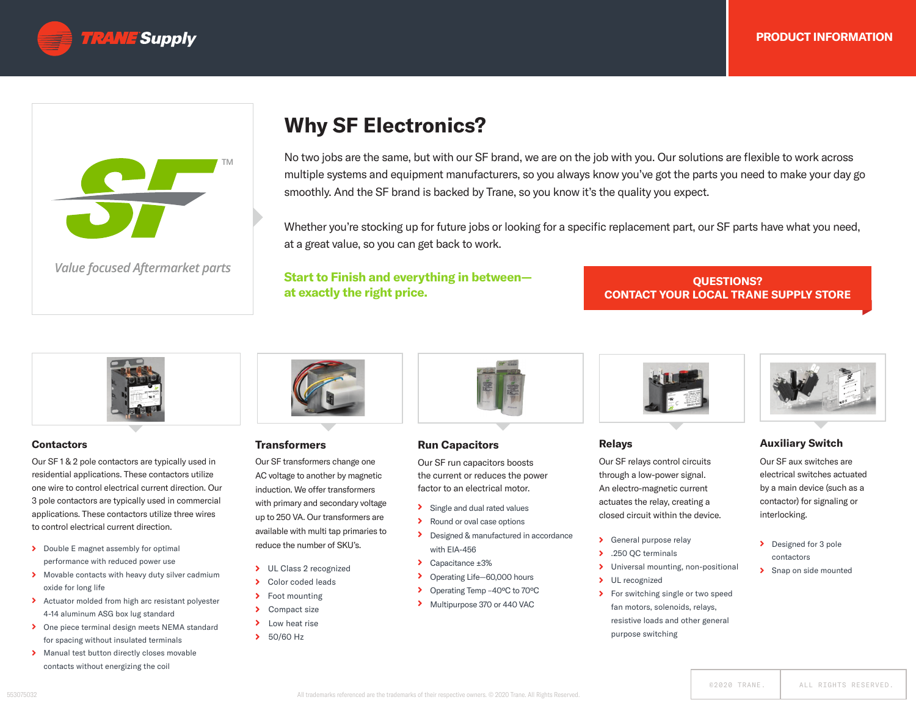TRANE Supply

PRODUCT INFORMATION

SF™

*Value focused Aftermarket parts*

# Why SF Electronics?

No two jobs are the same, but with our SF brand, we are on the job with you. Our solutions are flexible to work across multiple systems and equipment manufacturers, so you always know you've got the parts you need to make your day go smoothly. And the SF brand is backed by Trane, so you know it's the quality you expect.

Whether you're stocking up for future jobs or looking for a specific replacement part, our SF parts have what you need, at a great value, so you can get back to work.

**Start to Finish and everything in between— at exactly the right price.**

**QUESTIONS? CONTACT YOUR LOCAL TRANE SUPPLY STORE**

## Contactors

Our SF 1 & 2 pole contactors are typically used in residential applications. These contactors utilize one wire to control electrical current direction. Our 3 pole contactors are typically used in commercial applications. These contactors utilize three wires to control electrical current direction.

- Double E magnet assembly for optimal performance with reduced power use
- Movable contacts with heavy duty silver cadmium oxide for long life
- Actuator molded from high arc resistant polyester 4-14 aluminum ASG box lug standard
- One piece terminal design meets NEMA standard for spacing without insulated terminals
- Manual test button directly closes movable contacts without energizing the coil

## Transformers

Our SF transformers change one AC voltage to another by magnetic induction. We offer transformers with primary and secondary voltage up to 250 VA. Our transformers are available with multi tap primaries to reduce the number of SKU's.

- UL Class 2 recognized
- Color coded leads
- Foot mounting
- Compact size
- Low heat rise
- 50/60 Hz

## Run Capacitors

Our SF run capacitors boosts the current or reduces the power factor to an electrical motor.

- Single and dual rated values
- Round or oval case options
- Designed & manufactured in accordance with EIA-456
- Capacitance ±3%
- Operating Life—60,000 hours
- Operating Temp –40ºC to 70ºC
- Multipurpose 370 or 440 VAC

## Relays

Our SF relays control circuits through a low-power signal. An electro-magnetic current actuates the relay, creating a closed circuit within the device.

- General purpose relay
- .250 QC terminals
- Universal mounting, non-positional
- UL recognized
- For switching single or two speed fan motors, solenoids, relays, resistive loads and other general purpose switching

## Auxiliary Switch

Our SF aux switches are electrical switches actuated by a main device (such as a contactor) for signaling or interlocking.

- Designed for 3 pole contactors
- Snap on side mounted

553075032

All trademarks referenced are the trademarks of their respective owners. © 2020 Trane. All Rights Reserved.

©2020 TRANE. ALL RIGHTS RESERVED.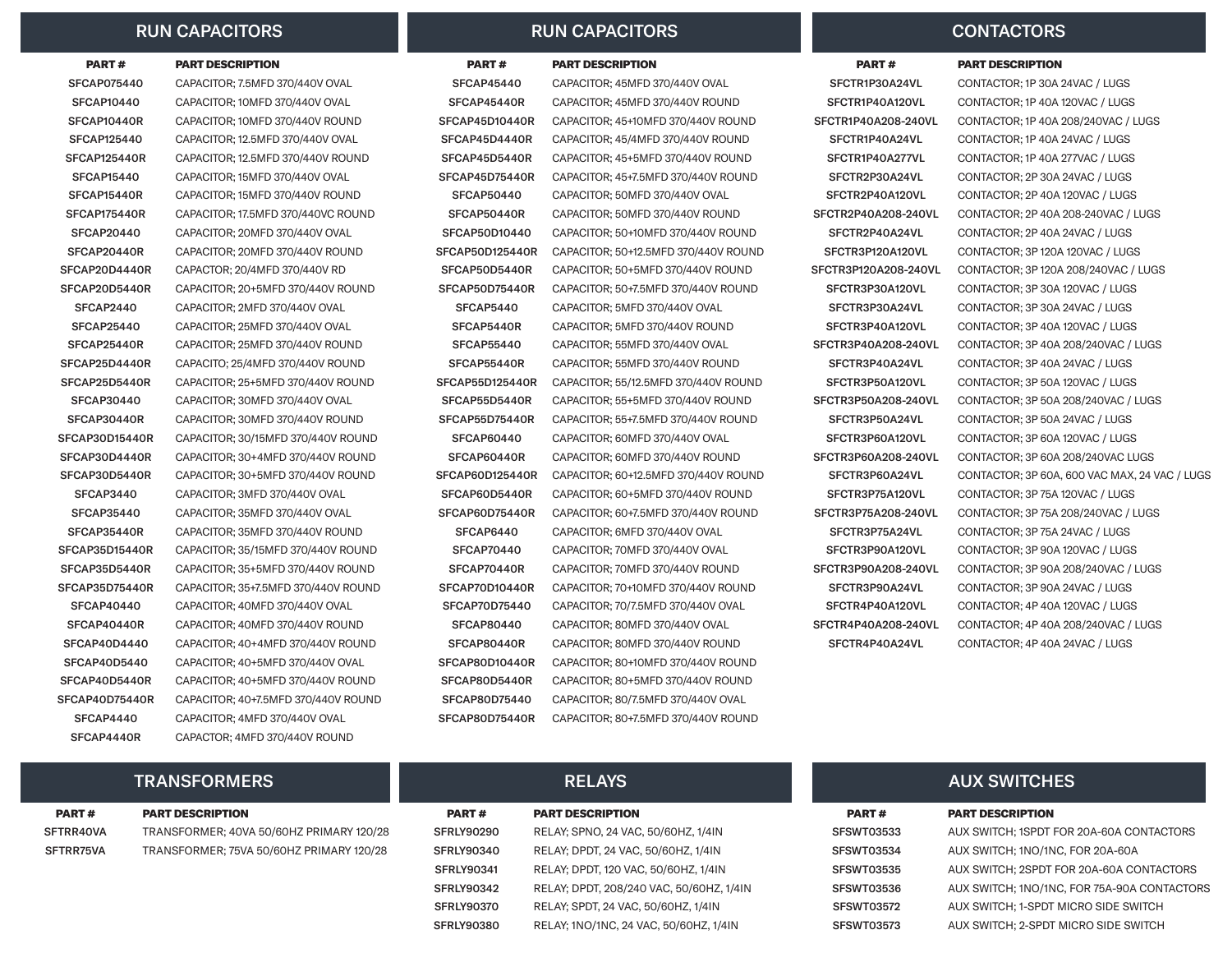## RUN CAPACITORS

| PART # | PART DESCRIPTION |
| --- | --- |
| SFCAP075440 | CAPACITOR; 7.5MFD 370/440V OVAL |
| SFCAP10440 | CAPACITOR; 10MFD 370/440V OVAL |
| SFCAP10440R | CAPACITOR; 10MFD 370/440V ROUND |
| SFCAP125440 | CAPACITOR; 12.5MFD 370/440V OVAL |
| SFCAP125440R | CAPACITOR; 12.5MFD 370/440V ROUND |
| SFCAP15440 | CAPACITOR; 15MFD 370/440V OVAL |
| SFCAP15440R | CAPACITOR; 15MFD 370/440V ROUND |
| SFCAP175440R | CAPACITOR; 17.5MFD 370/440VC ROUND |
| SFCAP20440 | CAPACITOR; 20MFD 370/440V OVAL |
| SFCAP20440R | CAPACITOR; 20MFD 370/440V ROUND |
| SFCAP20D4440R | CAPACTOR; 20/4MFD 370/440V RD |
| SFCAP20D5440R | CAPACITOR; 20+5MFD 370/440V ROUND |
| SFCAP2440 | CAPACITOR; 2MFD 370/440V OVAL |
| SFCAP25440 | CAPACITOR; 25MFD 370/440V OVAL |
| SFCAP25440R | CAPACITOR; 25MFD 370/440V ROUND |
| SFCAP25D4440R | CAPACITO; 25/4MFD 370/440V ROUND |
| SFCAP25D5440R | CAPACITOR; 25+5MFD 370/440V ROUND |
| SFCAP30440 | CAPACITOR; 30MFD 370/440V OVAL |
| SFCAP30440R | CAPACITOR; 30MFD 370/440V ROUND |
| SFCAP30D15440R | CAPACITOR; 30/15MFD 370/440V ROUND |
| SFCAP30D4440R | CAPACITOR; 30+4MFD 370/440V ROUND |
| SFCAP30D5440R | CAPACITOR; 30+5MFD 370/440V ROUND |
| SFCAP3440 | CAPACITOR; 3MFD 370/440V OVAL |
| SFCAP35440 | CAPACITOR; 35MFD 370/440V OVAL |
| SFCAP35440R | CAPACITOR; 35MFD 370/440V ROUND |
| SFCAP35D15440R | CAPACITOR; 35/15MFD 370/440V ROUND |
| SFCAP35D5440R | CAPACITOR; 35+5MFD 370/440V ROUND |
| SFCAP35D75440R | CAPACITOR; 35+7.5MFD 370/440V ROUND |
| SFCAP40440 | CAPACITOR; 40MFD 370/440V OVAL |
| SFCAP40440R | CAPACITOR; 40MFD 370/440V ROUND |
| SFCAP40D4440 | CAPACITOR; 40+4MFD 370/440V ROUND |
| SFCAP40D5440 | CAPACITOR; 40+5MFD 370/440V OVAL |
| SFCAP40D5440R | CAPACITOR; 40+5MFD 370/440V ROUND |
| SFCAP40D75440R | CAPACITOR; 40+7.5MFD 370/440V ROUND |
| SFCAP4440 | CAPACITOR; 4MFD 370/440V OVAL |
| SFCAP4440R | CAPACTOR; 4MFD 370/440V ROUND |

## RUN CAPACITORS

| PART # | PART DESCRIPTION |
| --- | --- |
| SFCAP45440 | CAPACITOR; 45MFD 370/440V OVAL |
| SFCAP45440R | CAPACITOR; 45MFD 370/440V ROUND |
| SFCAP45D10440R | CAPACITOR; 45+10MFD 370/440V ROUND |
| SFCAP45D4440R | CAPACITOR; 45/4MFD 370/440V ROUND |
| SFCAP45D5440R | CAPACITOR; 45+5MFD 370/440V ROUND |
| SFCAP45D75440R | CAPACITOR; 45+7.5MFD 370/440V ROUND |
| SFCAP50440 | CAPACITOR; 50MFD 370/440V OVAL |
| SFCAP50440R | CAPACITOR; 50MFD 370/440V ROUND |
| SFCAP50D10440 | CAPACITOR; 50+10MFD 370/440V ROUND |
| SFCAP50D125440R | CAPACITOR; 50+12.5MFD 370/440V ROUND |
| SFCAP50D5440R | CAPACITOR; 50+5MFD 370/440V ROUND |
| SFCAP50D75440R | CAPACITOR; 50+7.5MFD 370/440V ROUND |
| SFCAP5440 | CAPACITOR; 5MFD 370/440V OVAL |
| SFCAP5440R | CAPACITOR; 5MFD 370/440V ROUND |
| SFCAP55440 | CAPACITOR; 55MFD 370/440V OVAL |
| SFCAP55440R | CAPACITOR; 55MFD 370/440V ROUND |
| SFCAP55D125440R | CAPACITOR; 55/12.5MFD 370/440V ROUND |
| SFCAP55D5440R | CAPACITOR; 55+5MFD 370/440V ROUND |
| SFCAP55D75440R | CAPACITOR; 55+7.5MFD 370/440V ROUND |
| SFCAP60440 | CAPACITOR; 60MFD 370/440V OVAL |
| SFCAP60440R | CAPACITOR; 60MFD 370/440V ROUND |
| SFCAP60D125440R | CAPACITOR; 60+12.5MFD 370/440V ROUND |
| SFCAP60D5440R | CAPACITOR; 60+5MFD 370/440V ROUND |
| SFCAP60D75440R | CAPACITOR; 60+7.5MFD 370/440V ROUND |
| SFCAP6440 | CAPACITOR; 6MFD 370/440V OVAL |
| SFCAP70440 | CAPACITOR; 70MFD 370/440V OVAL |
| SFCAP70440R | CAPACITOR; 70MFD 370/440V ROUND |
| SFCAP70D10440R | CAPACITOR; 70+10MFD 370/440V ROUND |
| SFCAP70D75440 | CAPACITOR; 70/7.5MFD 370/440V OVAL |
| SFCAP80440 | CAPACITOR; 80MFD 370/440V OVAL |
| SFCAP80440R | CAPACITOR; 80MFD 370/440V ROUND |
| SFCAP80D10440R | CAPACITOR; 80+10MFD 370/440V ROUND |
| SFCAP80D5440R | CAPACITOR; 80+5MFD 370/440V ROUND |
| SFCAP80D75440 | CAPACITOR; 80/7.5MFD 370/440V OVAL |
| SFCAP80D75440R | CAPACITOR; 80+7.5MFD 370/440V ROUND |

## CONTACTORS

| PART # | PART DESCRIPTION |
| --- | --- |
| SFCTR1P30A24VL | CONTACTOR; 1P 30A 24VAC / LUGS |
| SFCTR1P40A120VL | CONTACTOR; 1P 40A 120VAC / LUGS |
| SFCTR1P40A208-240VL | CONTACTOR; 1P 40A 208/240VAC / LUGS |
| SFCTR1P40A24VL | CONTACTOR; 1P 40A 24VAC / LUGS |
| SFCTR1P40A277VL | CONTACTOR; 1P 40A 277VAC / LUGS |
| SFCTR2P30A24VL | CONTACTOR; 2P 30A 24VAC / LUGS |
| SFCTR2P40A120VL | CONTACTOR; 2P 40A 120VAC / LUGS |
| SFCTR2P40A208-240VL | CONTACTOR; 2P 40A 208-240VAC / LUGS |
| SFCTR2P40A24VL | CONTACTOR; 2P 40A 24VAC / LUGS |
| SFCTR3P120A120VL | CONTACTOR; 3P 120A 120VAC / LUGS |
| SFCTR3P120A208-240VL | CONTACTOR; 3P 120A 208/240VAC / LUGS |
| SFCTR3P30A120VL | CONTACTOR; 3P 30A 120VAC / LUGS |
| SFCTR3P30A24VL | CONTACTOR; 3P 30A 24VAC / LUGS |
| SFCTR3P40A120VL | CONTACTOR; 3P 40A 120VAC / LUGS |
| SFCTR3P40A208-240VL | CONTACTOR; 3P 40A 208/240VAC / LUGS |
| SFCTR3P40A24VL | CONTACTOR; 3P 40A 24VAC / LUGS |
| SFCTR3P50A120VL | CONTACTOR; 3P 50A 120VAC / LUGS |
| SFCTR3P50A208-240VL | CONTACTOR; 3P 50A 208/240VAC / LUGS |
| SFCTR3P50A24VL | CONTACTOR; 3P 50A 24VAC / LUGS |
| SFCTR3P60A120VL | CONTACTOR; 3P 60A 120VAC / LUGS |
| SFCTR3P60A208-240VL | CONTACTOR; 3P 60A 208/240VAC LUGS |
| SFCTR3P60A24VL | CONTACTOR; 3P 60A, 600 VAC MAX, 24 VAC / LUGS |
| SFCTR3P75A120VL | CONTACTOR; 3P 75A 120VAC / LUGS |
| SFCTR3P75A208-240VL | CONTACTOR; 3P 75A 208/240VAC / LUGS |
| SFCTR3P75A24VL | CONTACTOR; 3P 75A 24VAC / LUGS |
| SFCTR3P90A120VL | CONTACTOR; 3P 90A 120VAC / LUGS |
| SFCTR3P90A208-240VL | CONTACTOR; 3P 90A 208/240VAC / LUGS |
| SFCTR3P90A24VL | CONTACTOR; 3P 90A 24VAC / LUGS |
| SFCTR4P40A120VL | CONTACTOR; 4P 40A 120VAC / LUGS |
| SFCTR4P40A208-240VL | CONTACTOR; 4P 40A 208/240VAC / LUGS |
| SFCTR4P40A24VL | CONTACTOR; 4P 40A 24VAC / LUGS |

## TRANSFORMERS

| PART # | PART DESCRIPTION |
| --- | --- |
| SFTRR40VA | TRANSFORMER; 40VA 50/60HZ PRIMARY 120/28 |
| SFTRR75VA | TRANSFORMER; 75VA 50/60HZ PRIMARY 120/28 |

## RELAYS

| PART # | PART DESCRIPTION |
| --- | --- |
| SFRLY90290 | RELAY; SPNO, 24 VAC, 50/60HZ, 1/4IN |
| SFRLY90340 | RELAY; DPDT, 24 VAC, 50/60HZ, 1/4IN |
| SFRLY90341 | RELAY; DPDT, 120 VAC, 50/60HZ, 1/4IN |
| SFRLY90342 | RELAY; DPDT, 208/240 VAC, 50/60HZ, 1/4IN |
| SFRLY90370 | RELAY; SPDT, 24 VAC, 50/60HZ, 1/4IN |
| SFRLY90380 | RELAY; 1NO/1NC, 24 VAC, 50/60HZ, 1/4IN |

## AUX SWITCHES

| PART # | PART DESCRIPTION |
| --- | --- |
| SFSWT03533 | AUX SWITCH; 1SPDT FOR 20A-60A CONTACTORS |
| SFSWT03534 | AUX SWITCH; 1NO/1NC, FOR 20A-60A |
| SFSWT03535 | AUX SWITCH; 2SPDT FOR 20A-60A CONTACTORS |
| SFSWT03536 | AUX SWITCH; 1NO/1NC, FOR 75A-90A CONTACTORS |
| SFSWT03572 | AUX SWITCH; 1-SPDT MICRO SIDE SWITCH |
| SFSWT03573 | AUX SWITCH; 2-SPDT MICRO SIDE SWITCH |